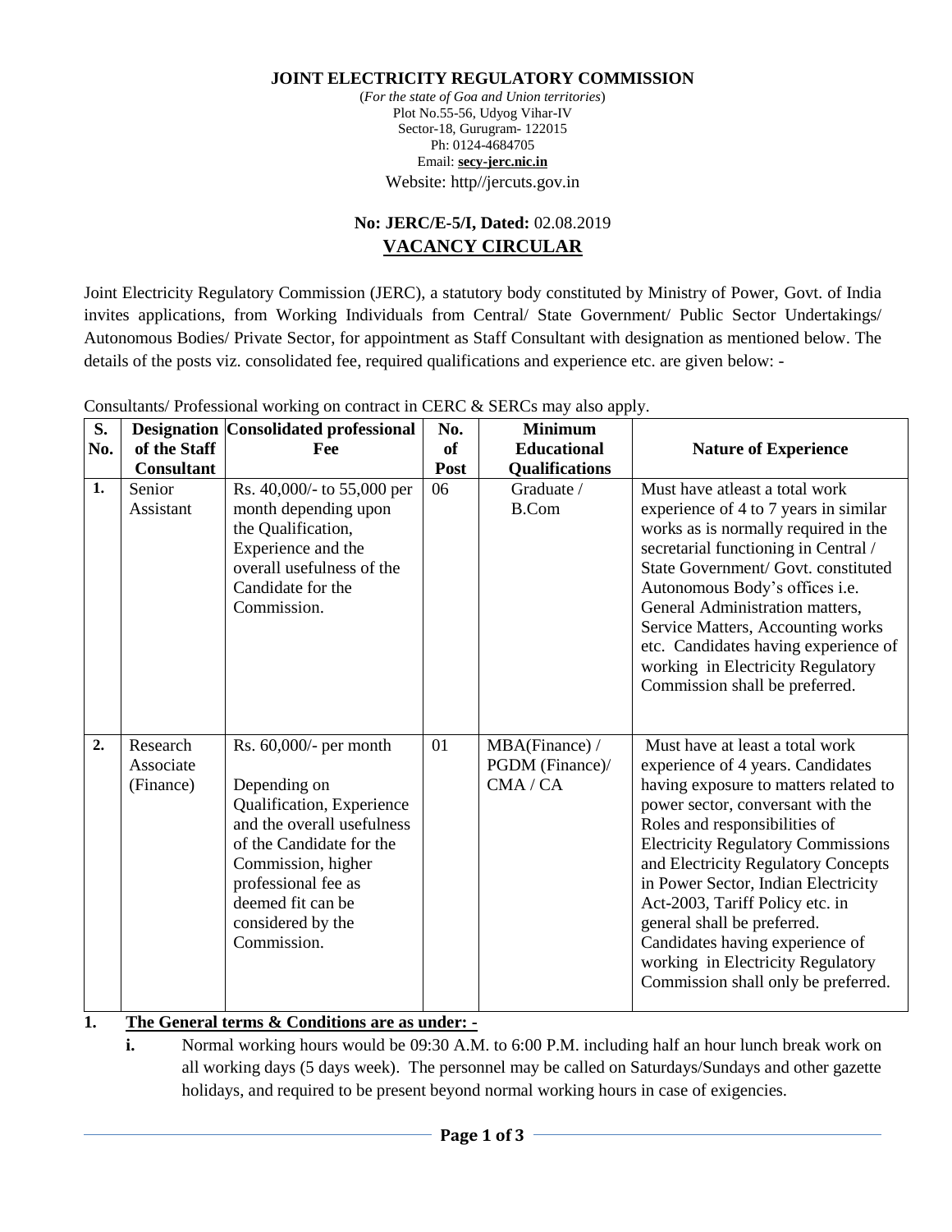**JOINT ELECTRICITY REGULATORY COMMISSION**

(*For the state of Goa and Union territories*)
Plot No.55-56, Udyog Vihar-IV
Sector-18, Gurugram- 122015
Ph: 0124-4684705
Email: **secy-jerc.nic.in**
Website: http//jercuts.gov.in

**No: JERC/E-5/I, Dated:** 02.08.2019

## VACANCY CIRCULAR

Joint Electricity Regulatory Commission (JERC), a statutory body constituted by Ministry of Power, Govt. of India invites applications, from Working Individuals from Central/ State Government/ Public Sector Undertakings/ Autonomous Bodies/ Private Sector, for appointment as Staff Consultant with designation as mentioned below. The details of the posts viz. consolidated fee, required qualifications and experience etc. are given below: -

Consultants/ Professional working on contract in CERC & SERCs may also apply.

| S. No. | Designation of the Staff Consultant | Consolidated professional Fee | No. of Post | Minimum Educational Qualifications | Nature of Experience |
|---|---|---|---|---|---|
| 1. | Senior Assistant | Rs. 40,000/- to 55,000 per month depending upon the Qualification, Experience and the overall usefulness of the Candidate for the Commission. | 06 | Graduate / B.Com | Must have atleast a total work experience of 4 to 7 years in similar works as is normally required in the secretarial functioning in Central / State Government/ Govt. constituted Autonomous Body's offices i.e. General Administration matters, Service Matters, Accounting works etc. Candidates having experience of working in Electricity Regulatory Commission shall be preferred. |
| 2. | Research Associate (Finance) | Rs. 60,000/- per month Depending on Qualification, Experience and the overall usefulness of the Candidate for the Commission, higher professional fee as deemed fit can be considered by the Commission. | 01 | MBA(Finance) / PGDM (Finance)/ CMA / CA | Must have at least a total work experience of 4 years. Candidates having exposure to matters related to power sector, conversant with the Roles and responsibilities of Electricity Regulatory Commissions and Electricity Regulatory Concepts in Power Sector, Indian Electricity Act-2003, Tariff Policy etc. in general shall be preferred. Candidates having experience of working in Electricity Regulatory Commission shall only be preferred. |

**1. The General terms & Conditions are as under: -**

**i.** Normal working hours would be 09:30 A.M. to 6:00 P.M. including half an hour lunch break work on all working days (5 days week). The personnel may be called on Saturdays/Sundays and other gazette holidays, and required to be present beyond normal working hours in case of exigencies.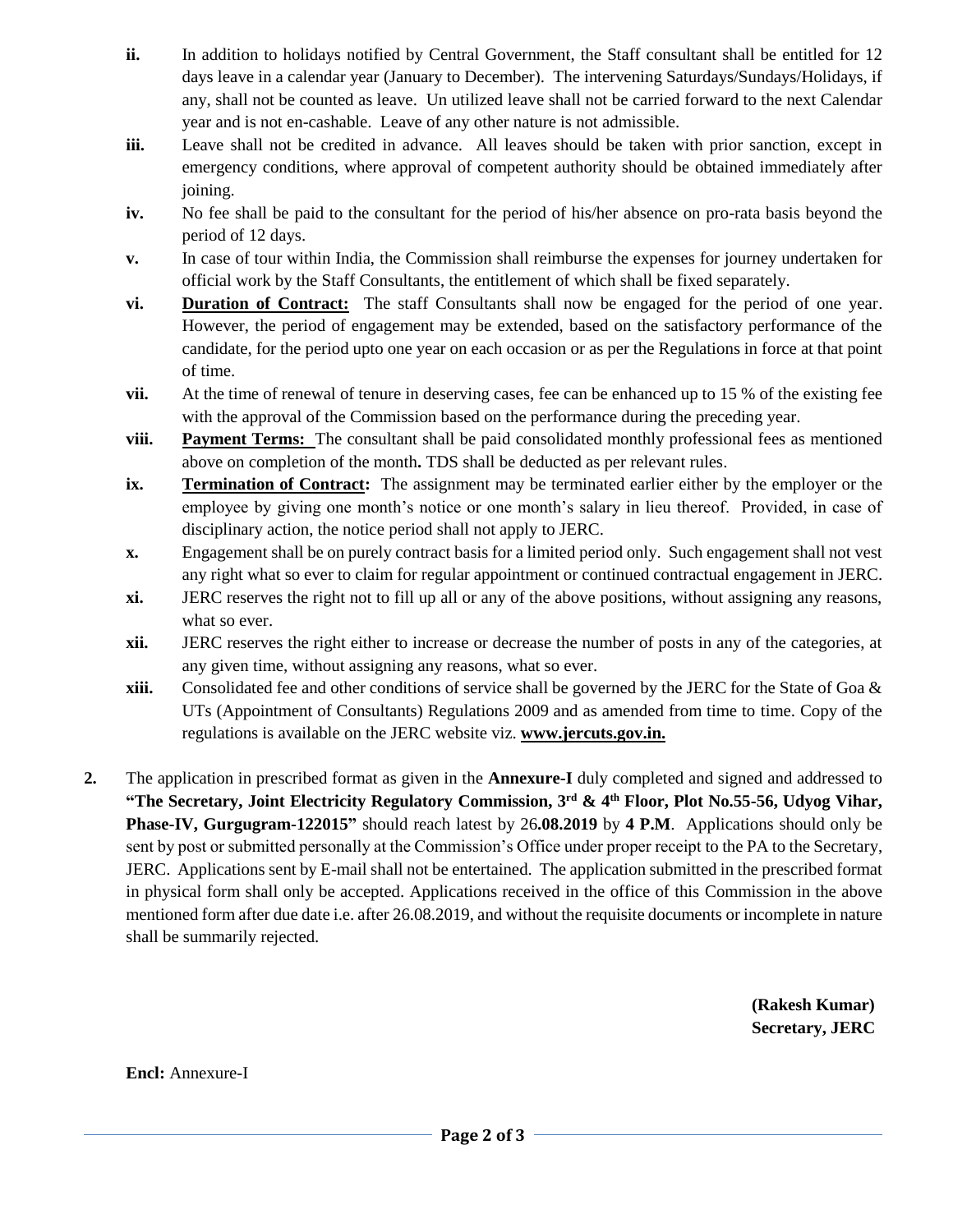- **ii.** In addition to holidays notified by Central Government, the Staff consultant shall be entitled for 12 days leave in a calendar year (January to December). The intervening Saturdays/Sundays/Holidays, if any, shall not be counted as leave. Un utilized leave shall not be carried forward to the next Calendar year and is not en-cashable. Leave of any other nature is not admissible.
- **iii.** Leave shall not be credited in advance. All leaves should be taken with prior sanction, except in emergency conditions, where approval of competent authority should be obtained immediately after joining.
- **iv.** No fee shall be paid to the consultant for the period of his/her absence on pro-rata basis beyond the period of 12 days.
- **v.** In case of tour within India, the Commission shall reimburse the expenses for journey undertaken for official work by the Staff Consultants, the entitlement of which shall be fixed separately.
- **vi.** **<u>Duration of Contract:</u>** The staff Consultants shall now be engaged for the period of one year. However, the period of engagement may be extended, based on the satisfactory performance of the candidate, for the period upto one year on each occasion or as per the Regulations in force at that point of time.
- **vii.** At the time of renewal of tenure in deserving cases, fee can be enhanced up to 15 % of the existing fee with the approval of the Commission based on the performance during the preceding year.
- **viii.** **<u>Payment Terms:</u>** The consultant shall be paid consolidated monthly professional fees as mentioned above on completion of the month**.** TDS shall be deducted as per relevant rules.
- **ix.** **<u>Termination of Contract</u>:** The assignment may be terminated earlier either by the employer or the employee by giving one month's notice or one month's salary in lieu thereof. Provided, in case of disciplinary action, the notice period shall not apply to JERC.
- **x.** Engagement shall be on purely contract basis for a limited period only. Such engagement shall not vest any right what so ever to claim for regular appointment or continued contractual engagement in JERC.
- **xi.** JERC reserves the right not to fill up all or any of the above positions, without assigning any reasons, what so ever.
- **xii.** JERC reserves the right either to increase or decrease the number of posts in any of the categories, at any given time, without assigning any reasons, what so ever.
- **xiii.** Consolidated fee and other conditions of service shall be governed by the JERC for the State of Goa & UTs (Appointment of Consultants) Regulations 2009 and as amended from time to time. Copy of the regulations is available on the JERC website viz. **<u>www.jercuts.gov.in.</u>**

**2.** The application in prescribed format as given in the **Annexure-I** duly completed and signed and addressed to **"The Secretary, Joint Electricity Regulatory Commission, 3rd & 4th Floor, Plot No.55-56, Udyog Vihar, Phase-IV, Gurgugram-122015"** should reach latest by 26**.08.2019** by **4 P.M**. Applications should only be sent by post or submitted personally at the Commission's Office under proper receipt to the PA to the Secretary, JERC. Applications sent by E-mail shall not be entertained. The application submitted in the prescribed format in physical form shall only be accepted. Applications received in the office of this Commission in the above mentioned form after due date i.e. after 26.08.2019, and without the requisite documents or incomplete in nature shall be summarily rejected.

**(Rakesh Kumar)**
**Secretary, JERC**

**Encl:** Annexure-I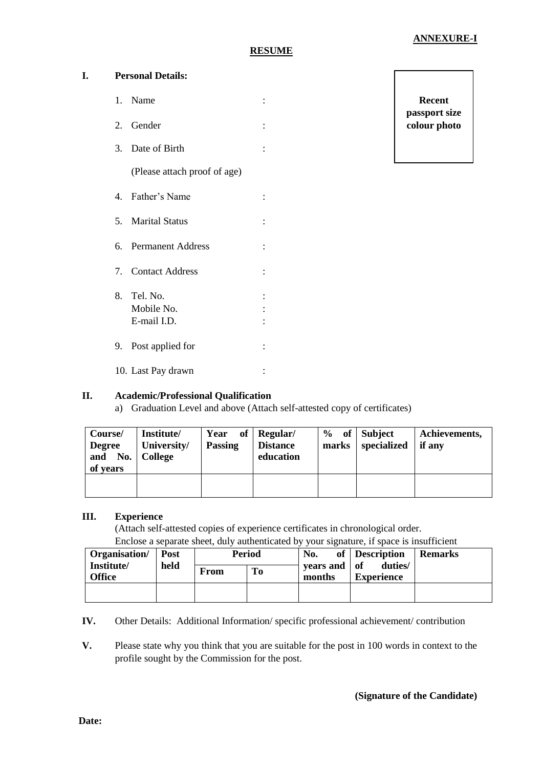**ANNEXURE-I**

# RESUME

**I. Personal Details:**

**Recent passport size colour photo**

1. Name :
2. Gender :
3. Date of Birth :

   (Please attach proof of age)

4. Father's Name :
5. Marital Status :
6. Permanent Address :
7. Contact Address :
8. Tel. No. :
   Mobile No. :
   E-mail I.D. :
9. Post applied for :
10. Last Pay drawn :

**II. Academic/Professional Qualification**

a) Graduation Level and above (Attach self-attested copy of certificates)

| Course/ Degree and No. of years | Institute/ University/ College | Year of Passing | Regular/ Distance education | % of marks | Subject specialized | Achievements, if any |
|---|---|---|---|---|---|---|
| | | | | | | |

**III. Experience**

(Attach self-attested copies of experience certificates in chronological order.
Enclose a separate sheet, duly authenticated by your signature, if space is insufficient

| Organisation/ Institute/ Office | Post held | Period | | No. of years and months | Description of duties/ Experience | Remarks |
|---|---|---|---|---|---|---|
| | | From | To | | | |
| | | | | | | |

**IV.** Other Details: Additional Information/ specific professional achievement/ contribution

**V.** Please state why you think that you are suitable for the post in 100 words in context to the profile sought by the Commission for the post.

**(Signature of the Candidate)**

**Date:**